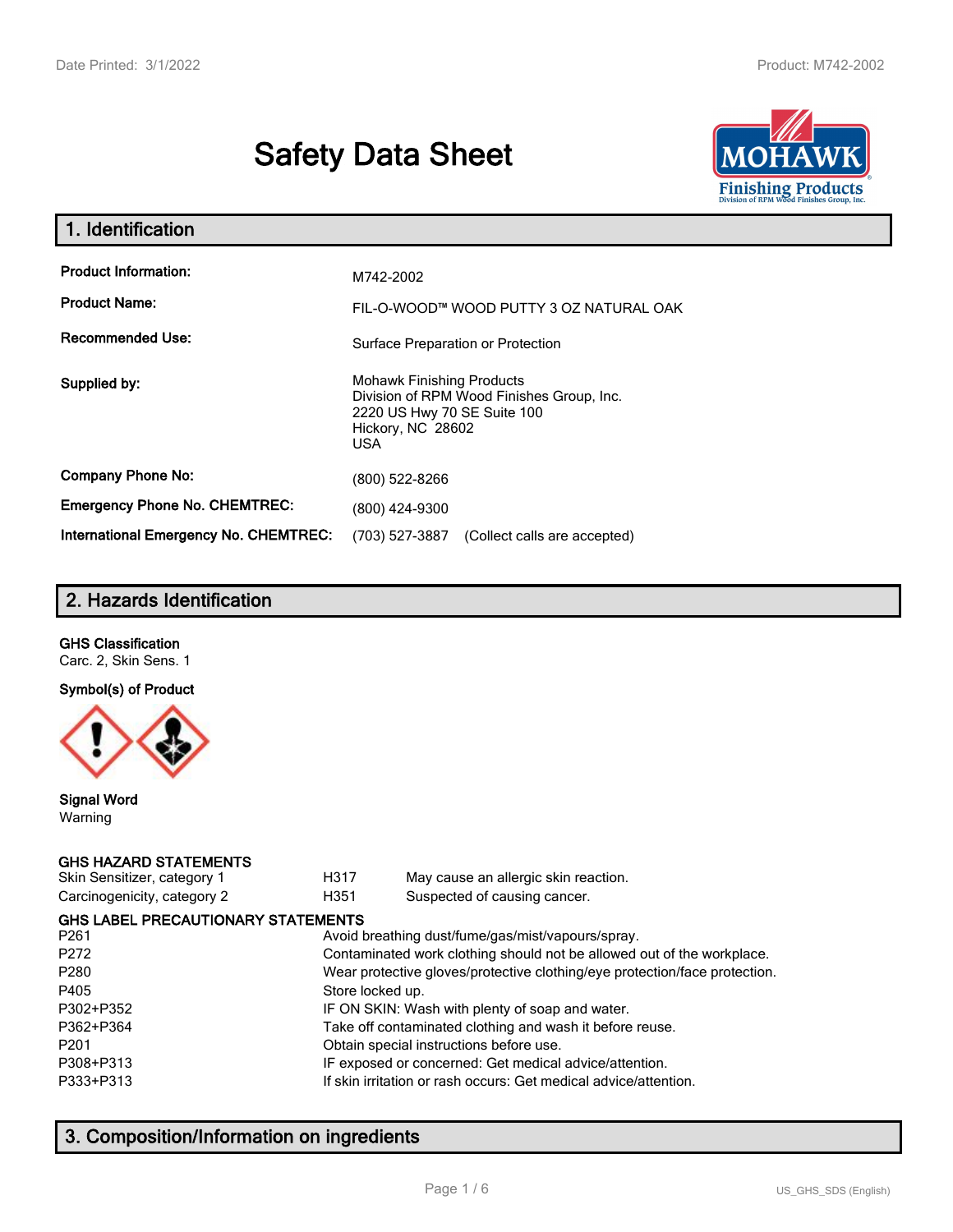# Safety Data Sheet

## 1. Identification

| | |
|---|---|
| **Product Information:** | M742-2002 |
| **Product Name:** | FIL-O-WOOD™ WOOD PUTTY 3 OZ NATURAL OAK |
| **Recommended Use:** | Surface Preparation or Protection |
| **Supplied by:** | Mohawk Finishing Products<br>Division of RPM Wood Finishes Group, Inc.<br>2220 US Hwy 70 SE Suite 100<br>Hickory, NC 28602<br>USA |
| **Company Phone No:** | (800) 522-8266 |
| **Emergency Phone No. CHEMTREC:** | (800) 424-9300 |
| **International Emergency No. CHEMTREC:** | (703) 527-3887 (Collect calls are accepted) |

## 2. Hazards Identification

**GHS Classification**

Carc. 2, Skin Sens. 1

**Symbol(s) of Product**

**Signal Word**

Warning

**GHS HAZARD STATEMENTS**

| | | |
|---|---|---|
| Skin Sensitizer, category 1 | H317 | May cause an allergic skin reaction. |
| Carcinogenicity, category 2 | H351 | Suspected of causing cancer. |

**GHS LABEL PRECAUTIONARY STATEMENTS**

| | |
|---|---|
| P261 | Avoid breathing dust/fume/gas/mist/vapours/spray. |
| P272 | Contaminated work clothing should not be allowed out of the workplace. |
| P280 | Wear protective gloves/protective clothing/eye protection/face protection. |
| P405 | Store locked up. |
| P302+P352 | IF ON SKIN: Wash with plenty of soap and water. |
| P362+P364 | Take off contaminated clothing and wash it before reuse. |
| P201 | Obtain special instructions before use. |
| P308+P313 | IF exposed or concerned: Get medical advice/attention. |
| P333+P313 | If skin irritation or rash occurs: Get medical advice/attention. |

## 3. Composition/Information on ingredients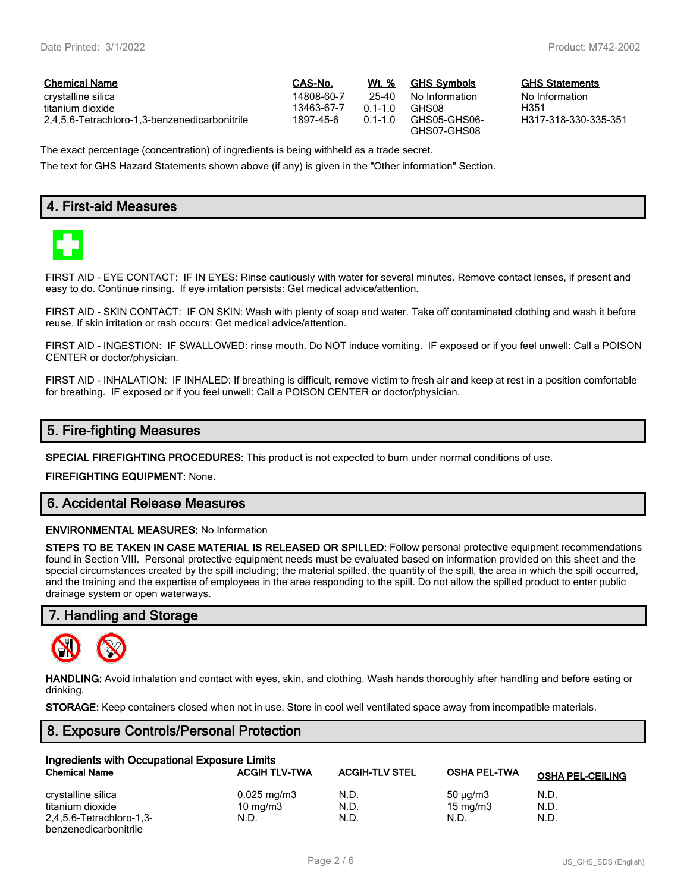| Chemical Name | CAS-No. | Wt. % | GHS Symbols | GHS Statements |
| --- | --- | --- | --- | --- |
| crystalline silica | 14808-60-7 | 25-40 | No Information | No Information |
| titanium dioxide | 13463-67-7 | 0.1-1.0 | GHS08 | H351 |
| 2,4,5,6-Tetrachloro-1,3-benzenedicarbonitrile | 1897-45-6 | 0.1-1.0 | GHS05-GHS06-GHS07-GHS08 | H317-318-330-335-351 |

The exact percentage (concentration) of ingredients is being withheld as a trade secret.

The text for GHS Hazard Statements shown above (if any) is given in the "Other information" Section.

## 4. First-aid Measures

FIRST AID - EYE CONTACT: IF IN EYES: Rinse cautiously with water for several minutes. Remove contact lenses, if present and easy to do. Continue rinsing. If eye irritation persists: Get medical advice/attention.

FIRST AID - SKIN CONTACT: IF ON SKIN: Wash with plenty of soap and water. Take off contaminated clothing and wash it before reuse. If skin irritation or rash occurs: Get medical advice/attention.

FIRST AID - INGESTION: IF SWALLOWED: rinse mouth. Do NOT induce vomiting. IF exposed or if you feel unwell: Call a POISON CENTER or doctor/physician.

FIRST AID - INHALATION: IF INHALED: If breathing is difficult, remove victim to fresh air and keep at rest in a position comfortable for breathing. IF exposed or if you feel unwell: Call a POISON CENTER or doctor/physician.

## 5. Fire-fighting Measures

**SPECIAL FIREFIGHTING PROCEDURES:** This product is not expected to burn under normal conditions of use.

**FIREFIGHTING EQUIPMENT:** None.

## 6. Accidental Release Measures

**ENVIRONMENTAL MEASURES:** No Information

**STEPS TO BE TAKEN IN CASE MATERIAL IS RELEASED OR SPILLED:** Follow personal protective equipment recommendations found in Section VIII. Personal protective equipment needs must be evaluated based on information provided on this sheet and the special circumstances created by the spill including; the material spilled, the quantity of the spill, the area in which the spill occurred, and the training and the expertise of employees in the area responding to the spill. Do not allow the spilled product to enter public drainage system or open waterways.

## 7. Handling and Storage

**HANDLING:** Avoid inhalation and contact with eyes, skin, and clothing. Wash hands thoroughly after handling and before eating or drinking.

**STORAGE:** Keep containers closed when not in use. Store in cool well ventilated space away from incompatible materials.

## 8. Exposure Controls/Personal Protection

**Ingredients with Occupational Exposure Limits**

| Chemical Name | ACGIH TLV-TWA | ACGIH-TLV STEL | OSHA PEL-TWA | OSHA PEL-CEILING |
| --- | --- | --- | --- | --- |
| crystalline silica | 0.025 mg/m3 | N.D. | 50 µg/m3 | N.D. |
| titanium dioxide | 10 mg/m3 | N.D. | 15 mg/m3 | N.D. |
| 2,4,5,6-Tetrachloro-1,3-benzenedicarbonitrile | N.D. | N.D. | N.D. | N.D. |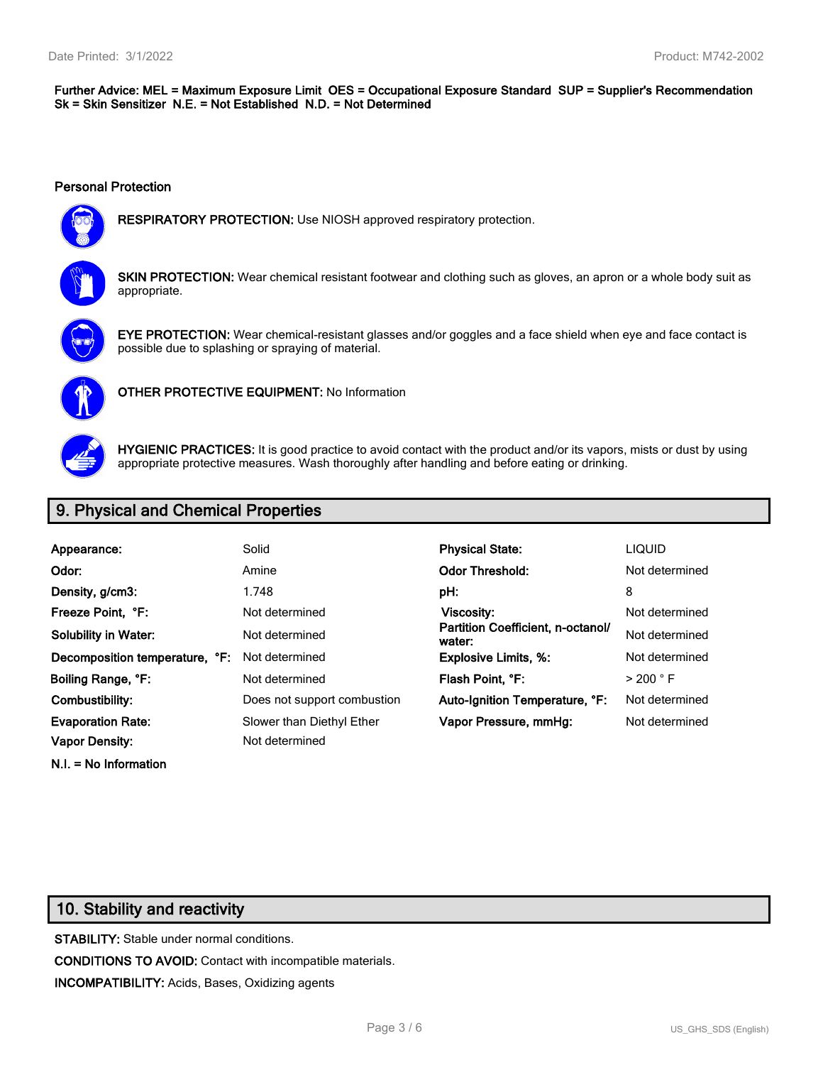**Further Advice: MEL = Maximum Exposure Limit OES = Occupational Exposure Standard SUP = Supplier's Recommendation Sk = Skin Sensitizer N.E. = Not Established N.D. = Not Determined**

### Personal Protection

**RESPIRATORY PROTECTION:** Use NIOSH approved respiratory protection.

**SKIN PROTECTION:** Wear chemical resistant footwear and clothing such as gloves, an apron or a whole body suit as appropriate.

**EYE PROTECTION:** Wear chemical-resistant glasses and/or goggles and a face shield when eye and face contact is possible due to splashing or spraying of material.

**OTHER PROTECTIVE EQUIPMENT:** No Information

**HYGIENIC PRACTICES:** It is good practice to avoid contact with the product and/or its vapors, mists or dust by using appropriate protective measures. Wash thoroughly after handling and before eating or drinking.

## 9. Physical and Chemical Properties

| | | | |
|---|---|---|---|
| **Appearance:** | Solid | **Physical State:** | LIQUID |
| **Odor:** | Amine | **Odor Threshold:** | Not determined |
| **Density, g/cm3:** | 1.748 | **pH:** | 8 |
| **Freeze Point, °F:** | Not determined | **Viscosity:** | Not determined |
| **Solubility in Water:** | Not determined | **Partition Coefficient, n-octanol/ water:** | Not determined |
| **Decomposition temperature, °F:** | Not determined | **Explosive Limits, %:** | Not determined |
| **Boiling Range, °F:** | Not determined | **Flash Point, °F:** | > 200 ° F |
| **Combustibility:** | Does not support combustion | **Auto-Ignition Temperature, °F:** | Not determined |
| **Evaporation Rate:** | Slower than Diethyl Ether | **Vapor Pressure, mmHg:** | Not determined |
| **Vapor Density:** | Not determined | | |

**N.I. = No Information**

## 10. Stability and reactivity

**STABILITY:** Stable under normal conditions.

**CONDITIONS TO AVOID:** Contact with incompatible materials.

**INCOMPATIBILITY:** Acids, Bases, Oxidizing agents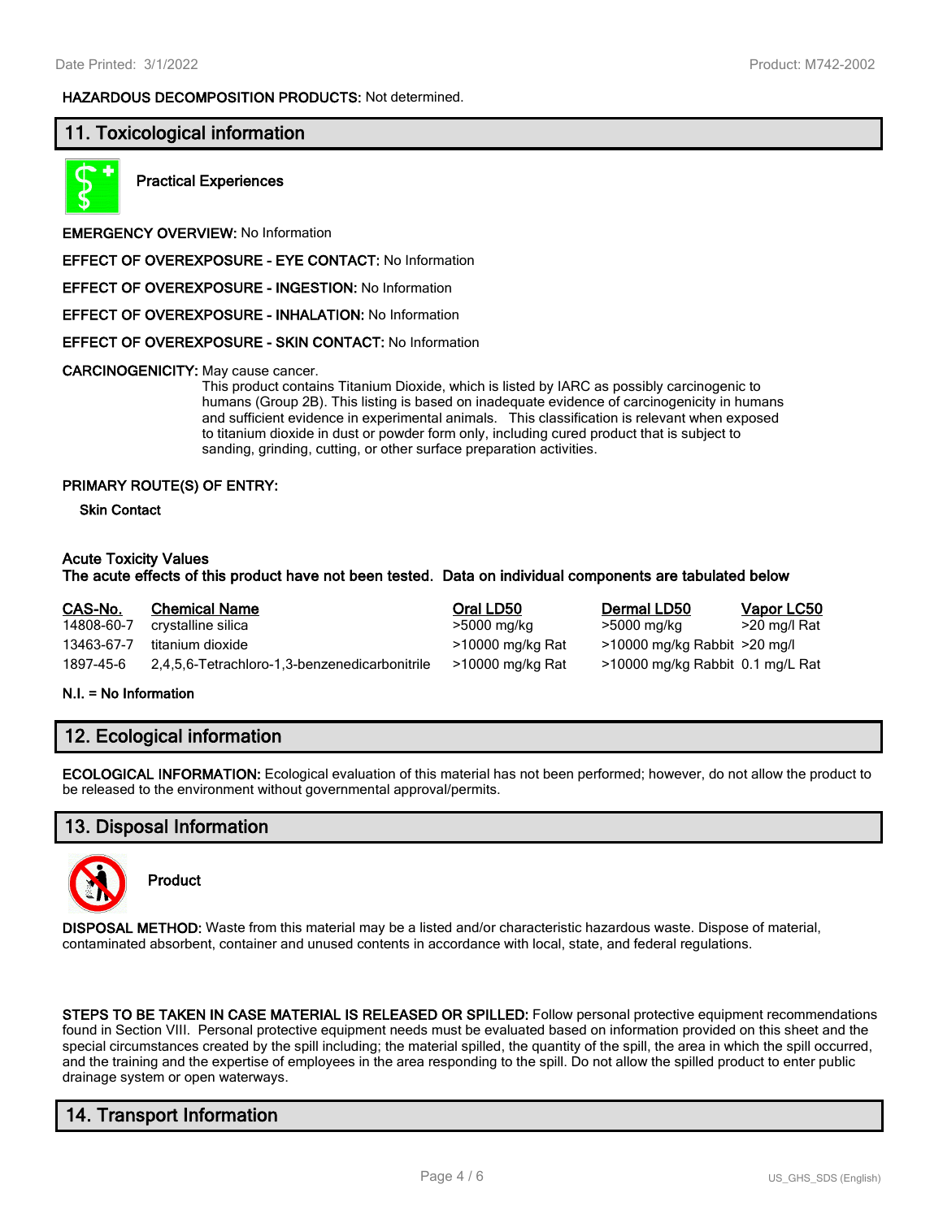**HAZARDOUS DECOMPOSITION PRODUCTS:** Not determined.

## 11. Toxicological information

**Practical Experiences**

**EMERGENCY OVERVIEW:** No Information

**EFFECT OF OVEREXPOSURE - EYE CONTACT:** No Information

**EFFECT OF OVEREXPOSURE - INGESTION:** No Information

**EFFECT OF OVEREXPOSURE - INHALATION:** No Information

**EFFECT OF OVEREXPOSURE - SKIN CONTACT:** No Information

**CARCINOGENICITY:** May cause cancer.
This product contains Titanium Dioxide, which is listed by IARC as possibly carcinogenic to humans (Group 2B). This listing is based on inadequate evidence of carcinogenicity in humans and sufficient evidence in experimental animals. This classification is relevant when exposed to titanium dioxide in dust or powder form only, including cured product that is subject to sanding, grinding, cutting, or other surface preparation activities.

**PRIMARY ROUTE(S) OF ENTRY:**

**Skin Contact**

**Acute Toxicity Values**
**The acute effects of this product have not been tested. Data on individual components are tabulated below**

| CAS-No. | Chemical Name | Oral LD50 | Dermal LD50 | Vapor LC50 |
|---|---|---|---|---|
| 14808-60-7 | crystalline silica | >5000 mg/kg | >5000 mg/kg | >20 mg/l Rat |
| 13463-67-7 | titanium dioxide | >10000 mg/kg Rat | >10000 mg/kg Rabbit | >20 mg/l |
| 1897-45-6 | 2,4,5,6-Tetrachloro-1,3-benzenedicarbonitrile | >10000 mg/kg Rat | >10000 mg/kg Rabbit | 0.1 mg/L Rat |

**N.I. = No Information**

## 12. Ecological information

**ECOLOGICAL INFORMATION:** Ecological evaluation of this material has not been performed; however, do not allow the product to be released to the environment without governmental approval/permits.

## 13. Disposal Information

**Product**

**DISPOSAL METHOD:** Waste from this material may be a listed and/or characteristic hazardous waste. Dispose of material, contaminated absorbent, container and unused contents in accordance with local, state, and federal regulations.

**STEPS TO BE TAKEN IN CASE MATERIAL IS RELEASED OR SPILLED:** Follow personal protective equipment recommendations found in Section VIII. Personal protective equipment needs must be evaluated based on information provided on this sheet and the special circumstances created by the spill including; the material spilled, the quantity of the spill, the area in which the spill occurred, and the training and the expertise of employees in the area responding to the spill. Do not allow the spilled product to enter public drainage system or open waterways.

## 14. Transport Information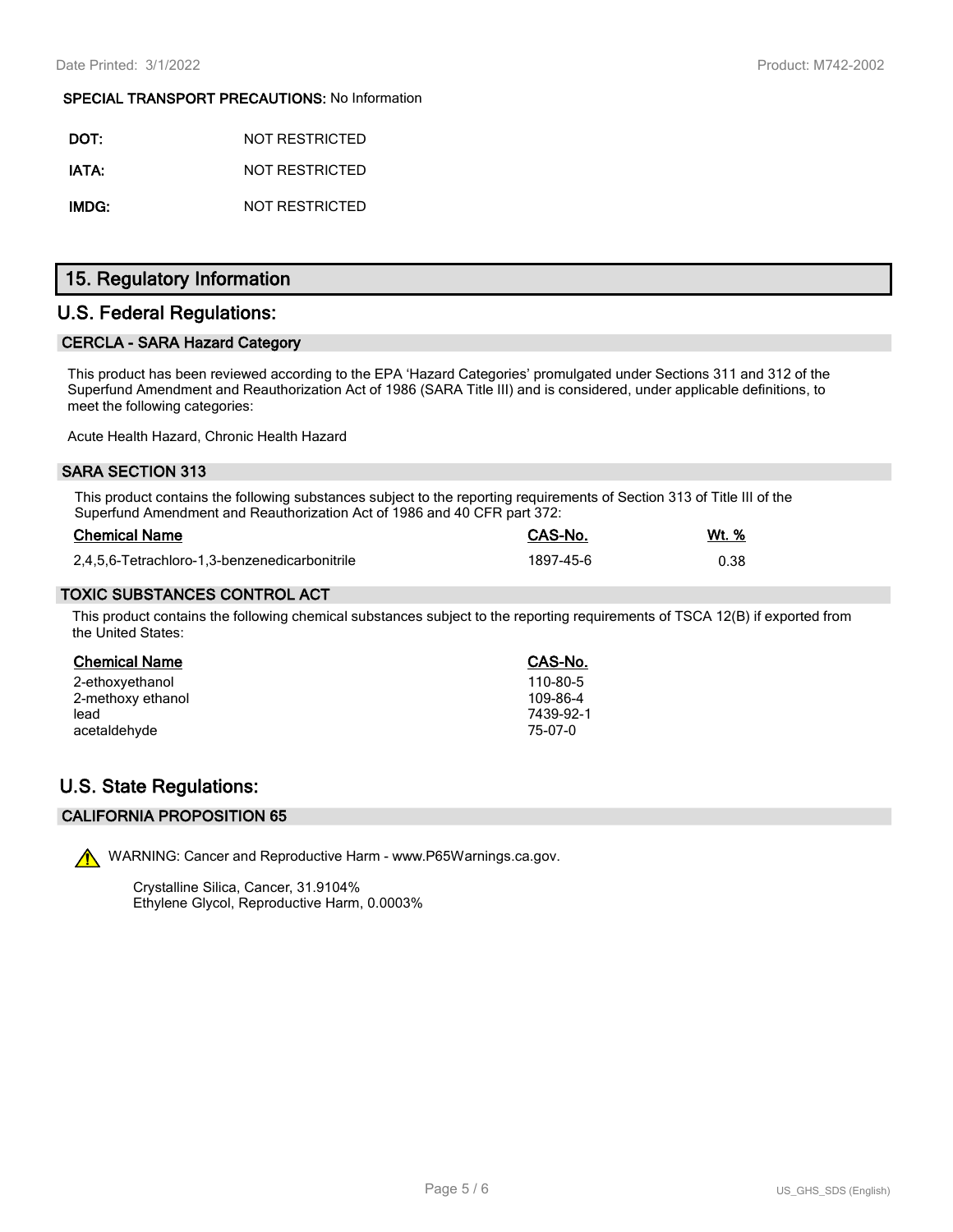**SPECIAL TRANSPORT PRECAUTIONS:** No Information

**DOT:** NOT RESTRICTED

**IATA:** NOT RESTRICTED

**IMDG:** NOT RESTRICTED

# 15. Regulatory Information

## U.S. Federal Regulations:

### CERCLA - SARA Hazard Category

This product has been reviewed according to the EPA 'Hazard Categories' promulgated under Sections 311 and 312 of the Superfund Amendment and Reauthorization Act of 1986 (SARA Title III) and is considered, under applicable definitions, to meet the following categories:

Acute Health Hazard, Chronic Health Hazard

### SARA SECTION 313

This product contains the following substances subject to the reporting requirements of Section 313 of Title III of the Superfund Amendment and Reauthorization Act of 1986 and 40 CFR part 372:

| Chemical Name | CAS-No. | Wt. % |
|---|---|---|
| 2,4,5,6-Tetrachloro-1,3-benzenedicarbonitrile | 1897-45-6 | 0.38 |

### TOXIC SUBSTANCES CONTROL ACT

This product contains the following chemical substances subject to the reporting requirements of TSCA 12(B) if exported from the United States:

| Chemical Name | CAS-No. |
|---|---|
| 2-ethoxyethanol | 110-80-5 |
| 2-methoxy ethanol | 109-86-4 |
| lead | 7439-92-1 |
| acetaldehyde | 75-07-0 |

## U.S. State Regulations:

### CALIFORNIA PROPOSITION 65

WARNING: Cancer and Reproductive Harm - www.P65Warnings.ca.gov.

Crystalline Silica, Cancer, 31.9104%
Ethylene Glycol, Reproductive Harm, 0.0003%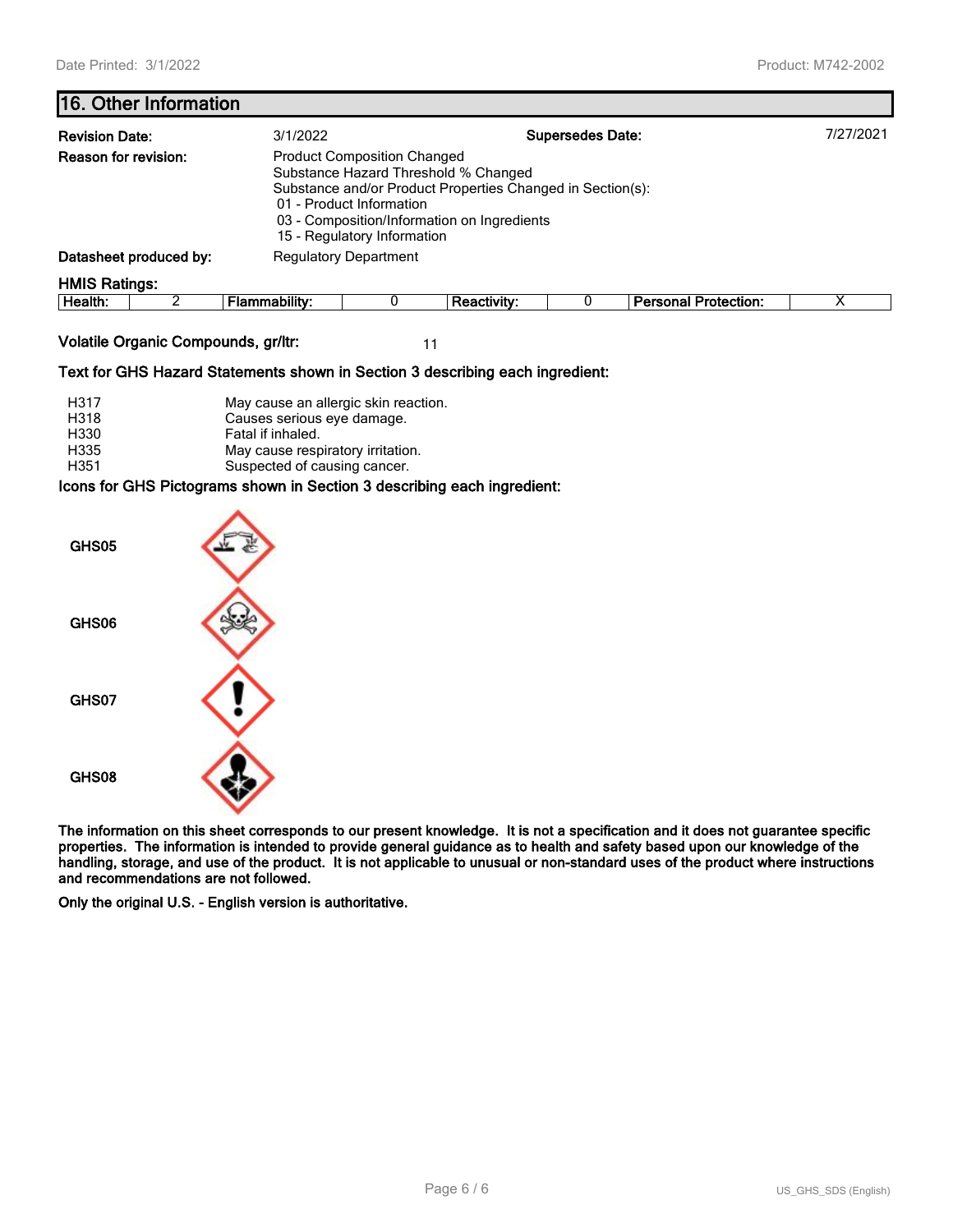## 16. Other Information

**Revision Date:** 3/1/2022 **Supersedes Date:** 7/27/2021

**Reason for revision:**
Product Composition Changed
Substance Hazard Threshold % Changed
Substance and/or Product Properties Changed in Section(s):
01 - Product Information
03 - Composition/Information on Ingredients
15 - Regulatory Information

**Datasheet produced by:** Regulatory Department

**HMIS Ratings:**

| | | | | | | | |
|---|---|---|---|---|---|---|---|
| Health: | 2 | Flammability: | 0 | Reactivity: | 0 | Personal Protection: | X |

**Volatile Organic Compounds, gr/ltr:** 11

**Text for GHS Hazard Statements shown in Section 3 describing each ingredient:**

| | |
|---|---|
| H317 | May cause an allergic skin reaction. |
| H318 | Causes serious eye damage. |
| H330 | Fatal if inhaled. |
| H335 | May cause respiratory irritation. |
| H351 | Suspected of causing cancer. |

**Icons for GHS Pictograms shown in Section 3 describing each ingredient:**

GHS05

GHS06

GHS07

GHS08

**The information on this sheet corresponds to our present knowledge. It is not a specification and it does not guarantee specific properties. The information is intended to provide general guidance as to health and safety based upon our knowledge of the handling, storage, and use of the product. It is not applicable to unusual or non-standard uses of the product where instructions and recommendations are not followed.**

**Only the original U.S. - English version is authoritative.**